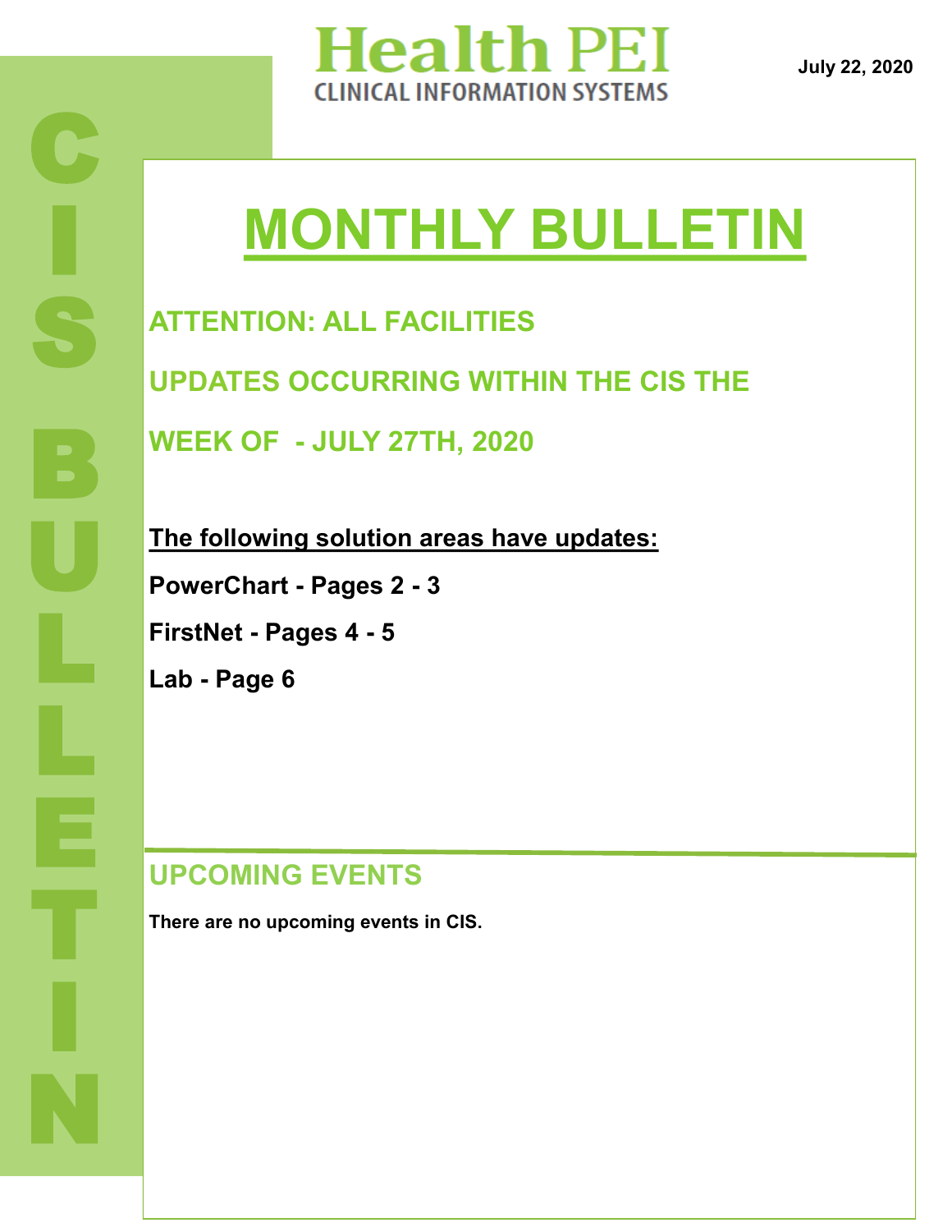# Health PEI

CLINICAL INFORMATION SYSTEMS

July 22, 2020

CIS BULLETIN

# MONTHLY BULLETIN

## ATTENTION: ALL FACILITIES

## UPDATES OCCURRING WITHIN THE CIS THE WEEK OF - JULY 27TH, 2020

**The following solution areas have updates:**

**PowerChart - Pages 2 - 3**

**FirstNet - Pages 4 - 5**

**Lab - Page 6**

## UPCOMING EVENTS

**There are no upcoming events in CIS.**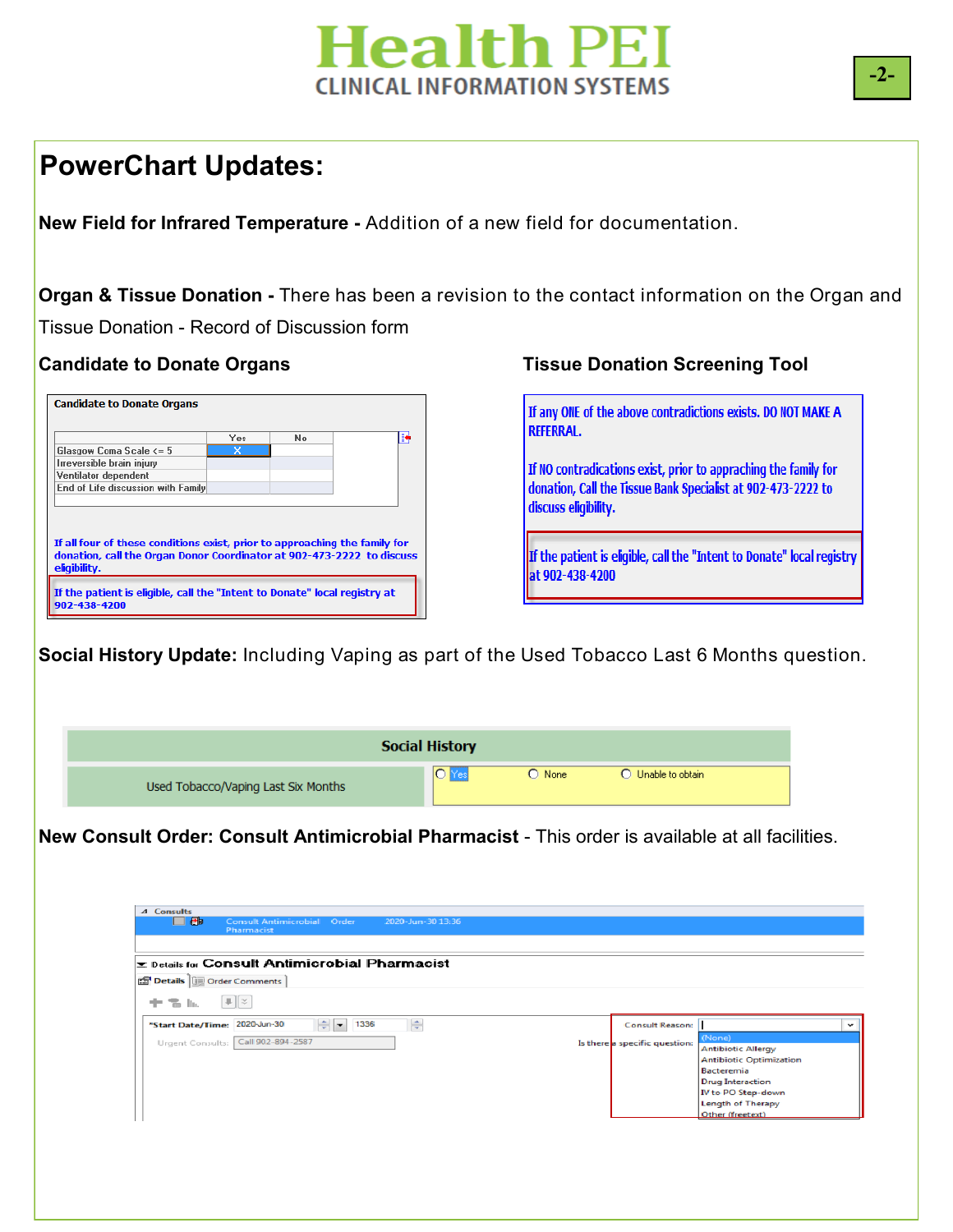## PowerChart Updates:

**New Field for Infrared Temperature -** Addition of a new field for documentation.

**Organ & Tissue Donation -** There has been a revision to the contact information on the Organ and Tissue Donation - Record of Discussion form

### Candidate to Donate Organs

**Candidate to Donate Organs**

| | Yes | No |
|---|---|---|
| Glasgow Coma Scale <= 5 | X | |
| Irreversible brain injury | | |
| Ventilator dependent | | |
| End of Life discussion with Family | | |

If all four of these conditions exist, prior to approaching the family for donation, call the Organ Donor Coordinator at 902-473-2222 to discuss eligibility.

If the patient is eligible, call the "Intent to Donate" local registry at 902-438-4200

### Tissue Donation Screening Tool

If any ONE of the above contradictions exists. DO NOT MAKE A REFERRAL.

If NO contradications exist, prior to appraching the family for donation, Call the Tissue Bank Specialist at 902-473-2222 to discuss eligibility.

If the patient is eligible, call the "Intent to Donate" local registry at 902-438-4200

**Social History Update:** Including Vaping as part of the Used Tobacco Last 6 Months question.

| Social History | |
|---|---|
| Used Tobacco/Vaping Last Six Months | ○ Yes ○ None ○ Unable to obtain |

**New Consult Order: Consult Antimicrobial Pharmacist** - This order is available at all facilities.

Consults
Consult Antimicrobial Pharmacist | Order | 2020-Jun-30 13:36

Details for **Consult Antimicrobial Pharmacist**

Details | Order Comments

*Start Date/Time: 2020-Jun-30 1336

Urgent Consults: Call 902-894-2587

Consult Reason:

Is there a specific question:

- (None)
- Antibiotic Allergy
- Antibiotic Optimization
- Bacteremia
- Drug Interaction
- IV to PO Step-down
- Length of Therapy
- Other (freetext)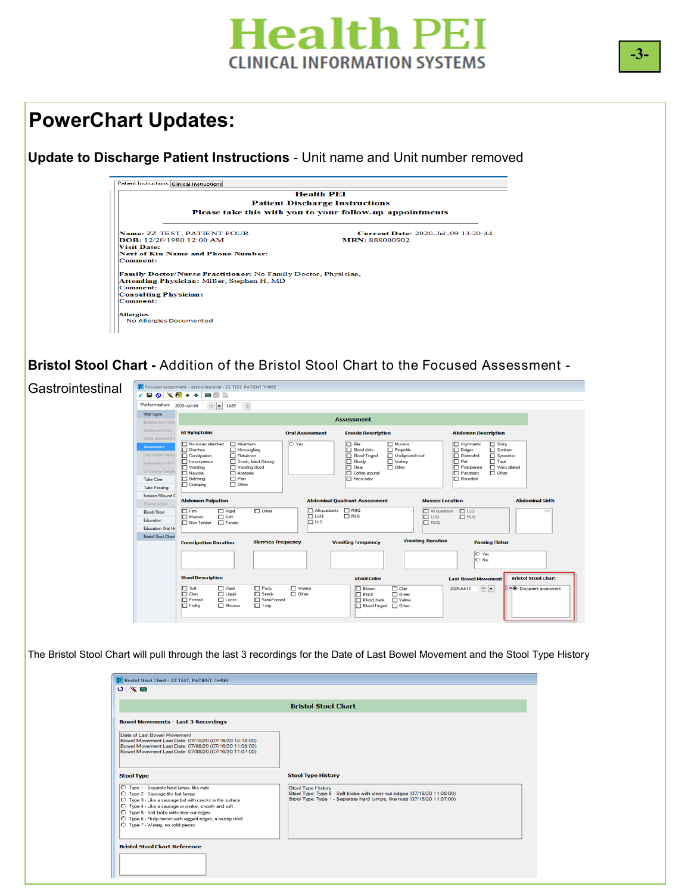# PowerChart Updates:

**Update to Discharge Patient Instructions** - Unit name and Unit number removed

Patient Instructions | Clinical Instructions

**Health PEI**
**Patient Discharge Instructions**
**Please take this with you to your follow-up appointments**

**Name:** ZZ TEST, PATIENT FOUR — **Current Date:** 2020-Jul-09 13:20:44
**DOB:** 12/20/1980 12:00 AM — **MRN:** 888000902
**Visit Date:**
**Next of Kin Name and Phone Number:**
**Comment:**

**Family Doctor/Nurse Practitioner:** No Family Doctor, Physician,
**Attending Physician:** Miller, Stephen H, MD
**Comment:**
**Consulting Physician:**
**Comment:**

**Allergies**
No Allergies Documented

**Bristol Stool Chart -** Addition of the Bristol Stool Chart to the Focused Assessment - Gastrointestinal

The Bristol Stool Chart will pull through the last 3 recordings for the Date of Last Bowel Movement and the Stool Type History

**Bristol Stool Chart**

**Bowel Movements - Last 3 Recordings**

Date of Last Bowel Movement
Bowel Movement Last Date: 07/10/20 (07/16/20 14:18:00)
Bowel Movement Last Date: 07/08/20 (07/16/20 11:08:00)
Bowel Movement Last Date: 07/08/20 (07/16/20 11:07:00)

**Stool Type**

- Type 1 - Separate hard lumps, like nuts
- Type 2 - Sausage like but lumpy
- Type 3 - Like a sausage but with cracks in the surface
- Type 4 - Like a sausage or snake, smooth and soft
- Type 5 - Soft blobs with clear-cut edges
- Type 6 - Fluffy pieces with ragged edges, a mushy stool
- Type 7 - Watery, no solid pieces

**Stool Type History**

Stool Type History
Stool Type: Type 5 - Soft blobs with clear-cut edges (07/16/20 11:08:00)
Stool Type: Type 1 - Separate hard lumps, like nuts (07/16/20 11:07:00)

**Bristol Stool Chart Reference**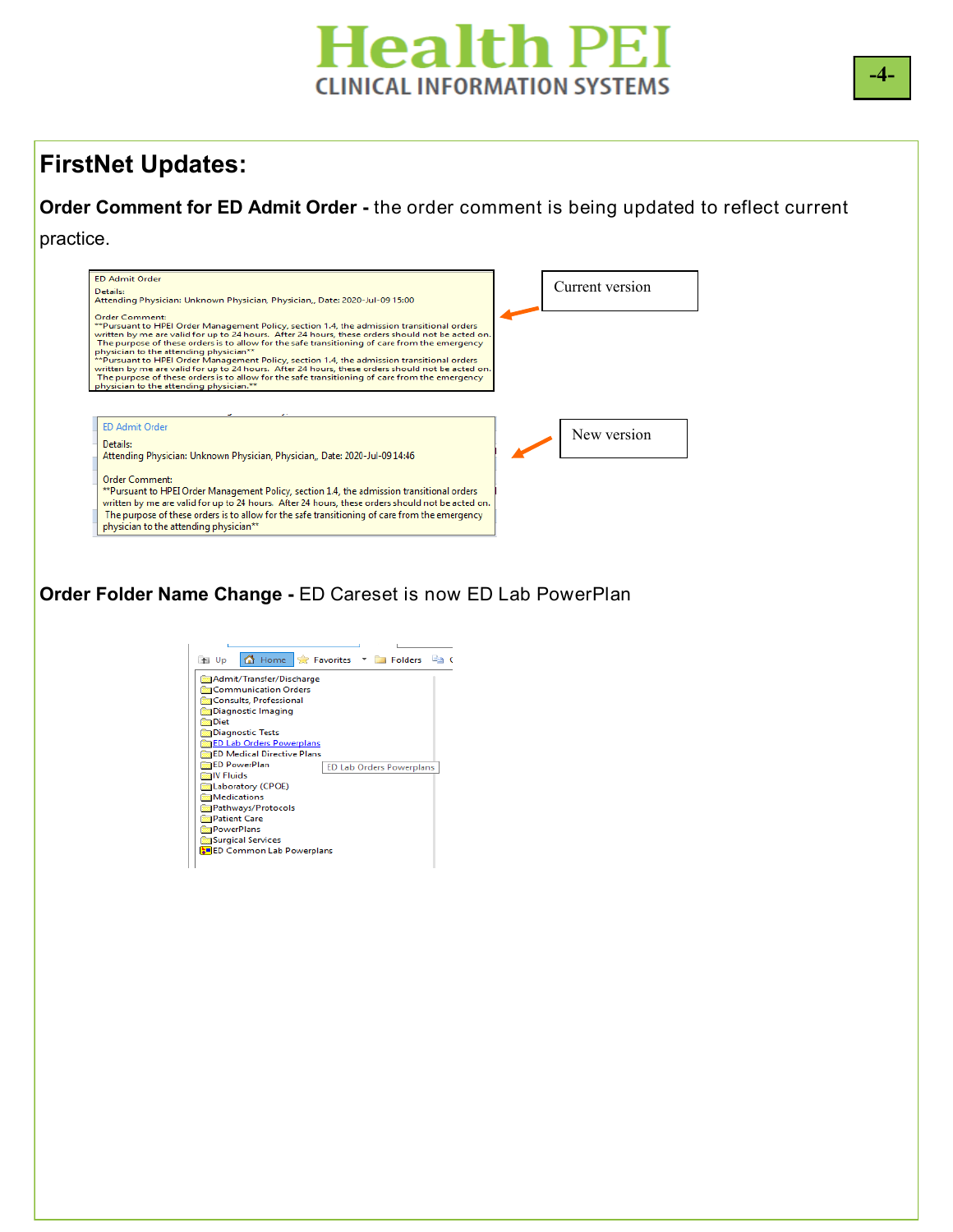## FirstNet Updates:

**Order Comment for ED Admit Order -** the order comment is being updated to reflect current practice.

ED Admit Order

Details:
Attending Physician: Unknown Physician, Physician,, Date: 2020-Jul-09 15:00

Order Comment:
**Pursuant to HPEI Order Management Policy, section 1.4, the admission transitional orders written by me are valid for up to 24 hours. After 24 hours, these orders should not be acted on. The purpose of these orders is to allow for the safe transitioning of care from the emergency physician to the attending physician**
**Pursuant to HPEI Order Management Policy, section 1.4, the admission transitional orders written by me are valid for up to 24 hours. After 24 hours, these orders should not be acted on. The purpose of these orders is to allow for the safe transitioning of care from the emergency physician to the attending physician.**

Current version

ED Admit Order

Details:
Attending Physician: Unknown Physician, Physician,, Date: 2020-Jul-09 14:46

Order Comment:
**Pursuant to HPEI Order Management Policy, section 1.4, the admission transitional orders written by me are valid for up to 24 hours. After 24 hours, these orders should not be acted on. The purpose of these orders is to allow for the safe transitioning of care from the emergency physician to the attending physician**

New version

**Order Folder Name Change -** ED Careset is now ED Lab PowerPlan

Up | Home | Favorites | Folders

- Admit/Transfer/Discharge
- Communication Orders
- Consults, Professional
- Diagnostic Imaging
- Diet
- Diagnostic Tests
- ED Lab Orders Powerplans
- ED Medical Directive Plans
- ED PowerPlan
- IV Fluids
- Laboratory (CPOE)
- Medications
- Pathways/Protocols
- Patient Care
- PowerPlans
- Surgical Services
- ED Common Lab Powerplans

ED Lab Orders Powerplans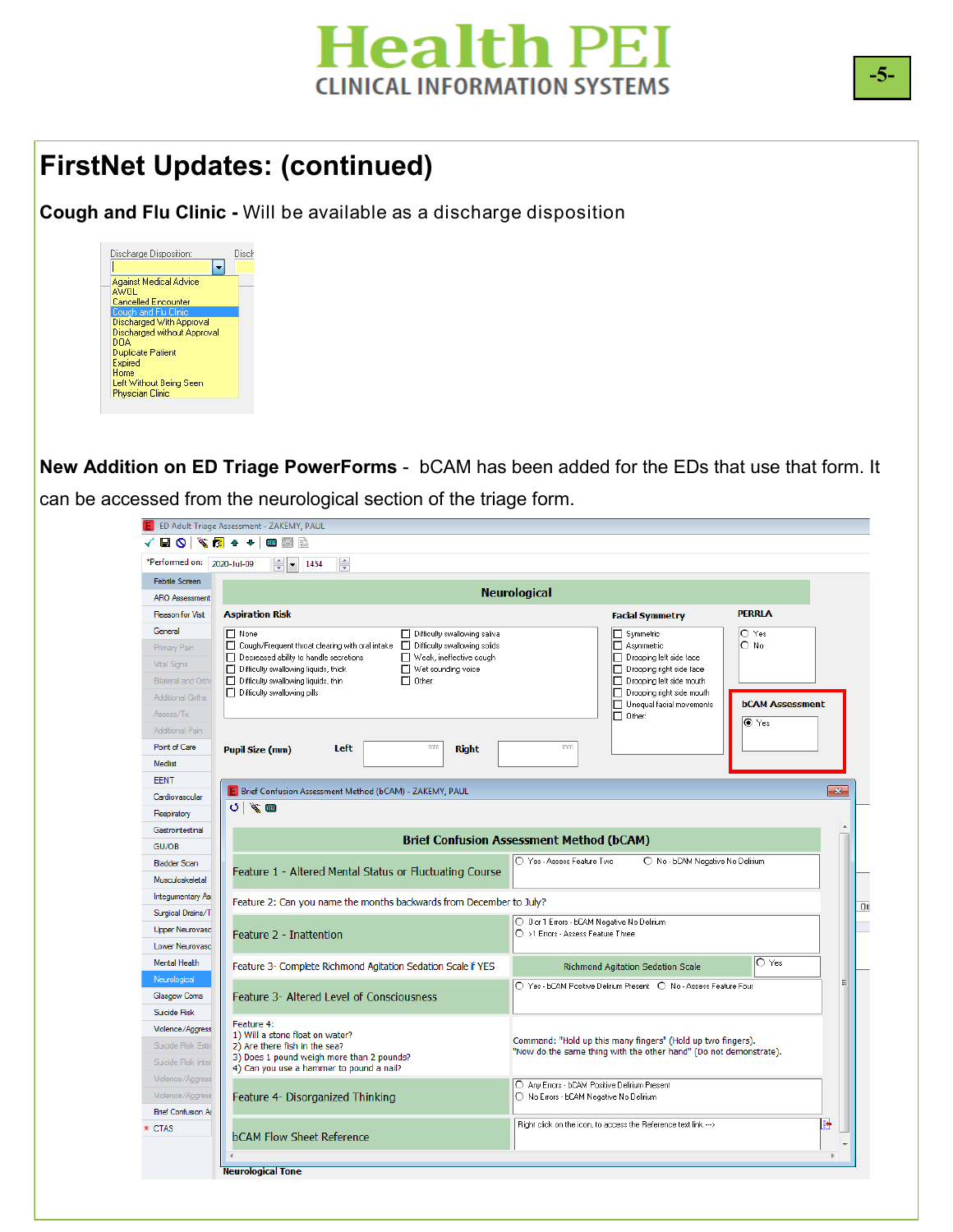# FirstNet Updates: (continued)

**Cough and Flu Clinic -** Will be available as a discharge disposition

Discharge Disposition:

- Against Medical Advice
- AWOL
- Cancelled Encounter
- Cough and Flu Clinic
- Discharged With Approval
- Discharged without Approval
- DOA
- Duplicate Patient
- Expired
- Home
- Left Without Being Seen
- Physician Clinic

**New Addition on ED Triage PowerForms -** bCAM has been added for the EDs that use that form. It can be accessed from the neurological section of the triage form.

ED Adult Triage Assessment - ZAKEMY, PAUL

*Performed on: 2020-Jul-09 1454

**Neurological**

**Aspiration Risk**

- None
- Cough/Frequent throat clearing with oral intake
- Decreased ability to handle secretions
- Difficulty swallowing liquids, thick
- Difficulty swallowing liquids, thin
- Difficulty swallowing pills
- Difficulty swallowing saliva
- Difficulty swallowing solids
- Weak, ineffective cough
- Wet sounding voice
- Other

**Facial Symmetry**

- Symmetric
- Asymmetric
- Drooping left side face
- Drooping right side face
- Drooping left side mouth
- Drooping right side mouth
- Unequal facial movements
- Other:

**PERRLA**

- Yes
- No

**bCAM Assessment**

- Yes

**Pupil Size (mm)** Left mm Right mm

Brief Confusion Assessment Method (bCAM) - ZAKEMY, PAUL

| Brief Confusion Assessment Method (bCAM) | |
|---|---|
| Feature 1 - Altered Mental Status or Fluctuating Course | Yes - Assess Feature Two / No - bCAM Negative No Delirium |
| Feature 2: Can you name the months backwards from December to July? | |
| Feature 2 - Inattention | 0 or 1 Errors - bCAM Negative No Delirium / >1 Errors - Assess Feature Three |
| Feature 3- Complete Richmond Agitation Sedation Scale if YES | Richmond Agitation Sedation Scale / Yes |
| Feature 3- Altered Level of Consciousness | Yes - bCAM Positive Delirium Present / No - Assess Feature Four |
| Feature 4:<br>1) Will a stone float on water?<br>2) Are there fish in the sea?<br>3) Does 1 pound weigh more than 2 pounds?<br>4) Can you use a hammer to pound a nail? | Command: "Hold up this many fingers" (Hold up two fingers).<br>"Now do the same thing with the other hand" (Do not demonstrate). |
| Feature 4- Disorganized Thinking | Any Errors - bCAM Positive Delirium Present / No Errors - bCAM Negative No Delirium |
| bCAM Flow Sheet Reference | Right click on the icon, to access the Reference text link ---> |

**Neurological Tone**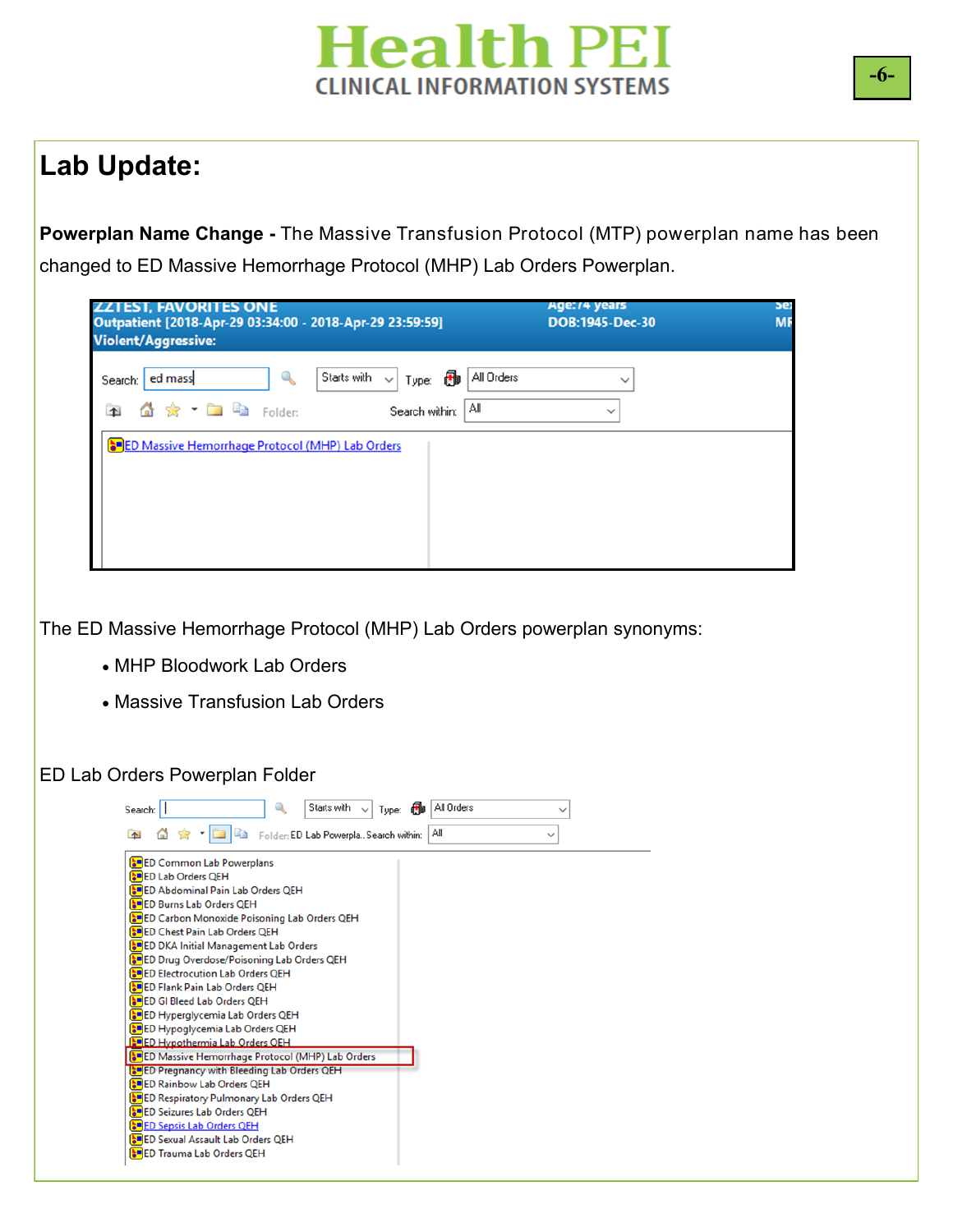# Lab Update:

**Powerplan Name Change -** The Massive Transfusion Protocol (MTP) powerplan name has been changed to ED Massive Hemorrhage Protocol (MHP) Lab Orders Powerplan.

The ED Massive Hemorrhage Protocol (MHP) Lab Orders powerplan synonyms:

- MHP Bloodwork Lab Orders
- Massive Transfusion Lab Orders

ED Lab Orders Powerplan Folder